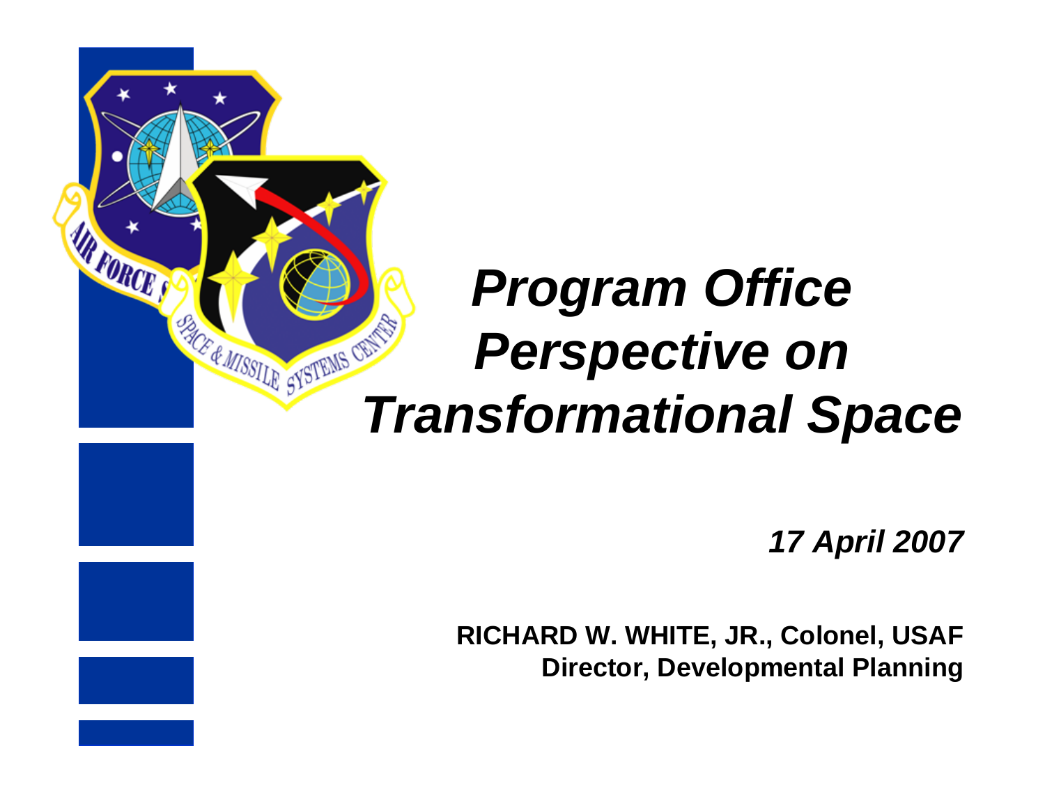# *Program Office Perspective on Transformational Space*

***17 April 2007***

**RICHARD W. WHITE, JR., Colonel, USAF**
**Director, Developmental Planning**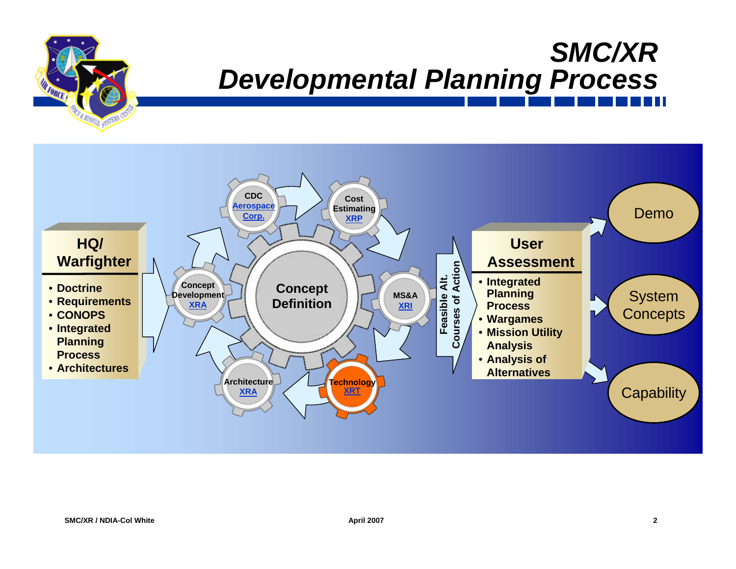# SMC/XR
# Developmental Planning Process

**HQ/ Warfighter**

- Doctrine
- Requirements
- CONOPS
- Integrated Planning Process
- Architectures

Concept Definition

- CDC Aerospace Corp.
- Cost Estimating XRP
- MS&A XRI
- Technology XRT
- Architecture XRA
- Concept Development XRA

Feasible Alt. Courses of Action

**User Assessment**

- Integrated Planning Process
- Wargames
- Mission Utility Analysis
- Analysis of Alternatives

Demo

System Concepts

Capability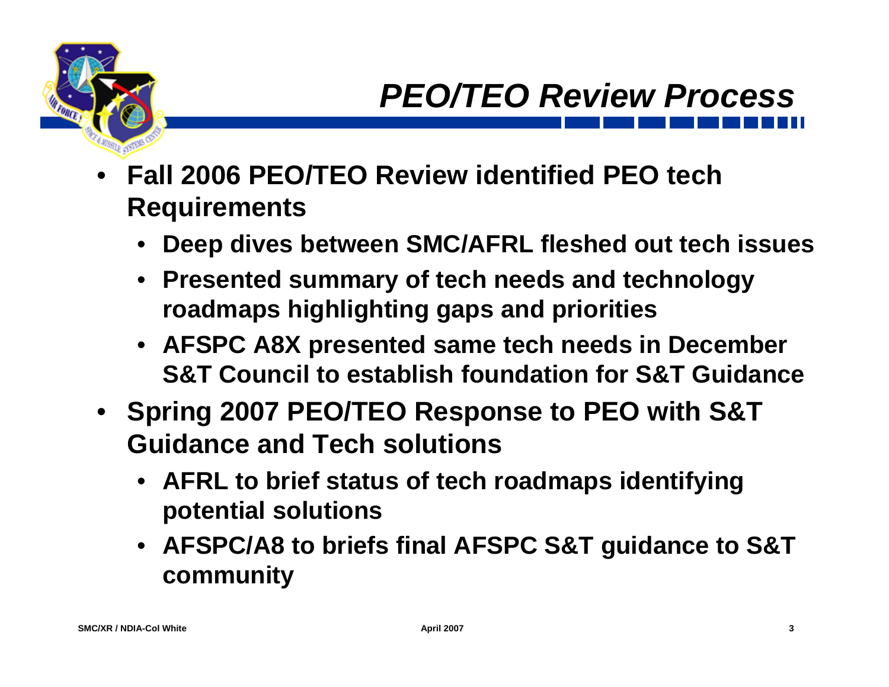# PEO/TEO Review Process

- **Fall 2006 PEO/TEO Review identified PEO tech Requirements**
  - **Deep dives between SMC/AFRL fleshed out tech issues**
  - **Presented summary of tech needs and technology roadmaps highlighting gaps and priorities**
  - **AFSPC A8X presented same tech needs in December S&T Council to establish foundation for S&T Guidance**
- **Spring 2007 PEO/TEO Response to PEO with S&T Guidance and Tech solutions**
  - **AFRL to brief status of tech roadmaps identifying potential solutions**
  - **AFSPC/A8 to briefs final AFSPC S&T guidance to S&T community**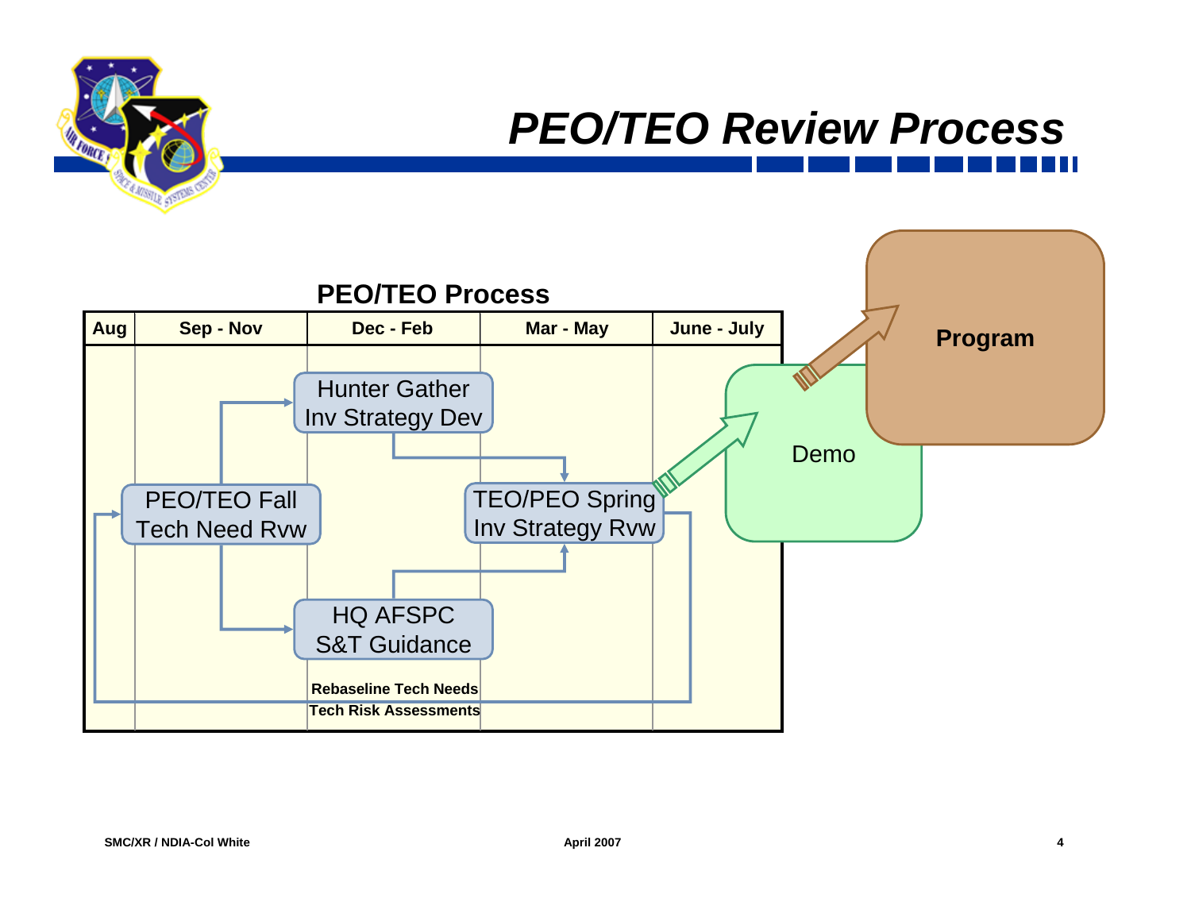# PEO/TEO Review Process

## PEO/TEO Process

| Aug | Sep - Nov | Dec - Feb | Mar - May | June - July |
|---|---|---|---|---|

PEO/TEO Fall Tech Need Rvw

Hunter Gather Inv Strategy Dev

HQ AFSPC S&T Guidance

TEO/PEO Spring Inv Strategy Rvw

**Rebaseline Tech Needs**

**Tech Risk Assessments**

Demo

**Program**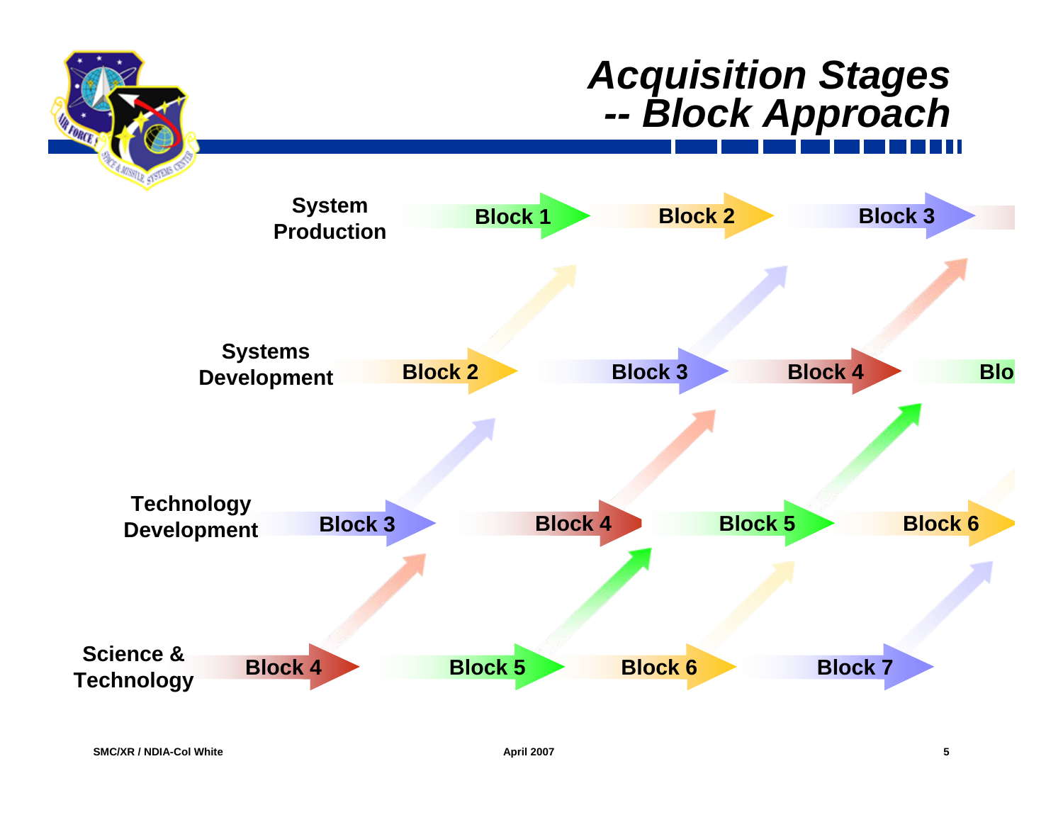# Acquisition Stages -- Block Approach

| Stage | | | | |
|---|---|---|---|---|
| System Production | Block 1 | Block 2 | Block 3 | |
| Systems Development | Block 2 | Block 3 | Block 4 | Blo |
| Technology Development | Block 3 | Block 4 | Block 5 | Block 6 |
| Science & Technology | Block 4 | Block 5 | Block 6 | Block 7 |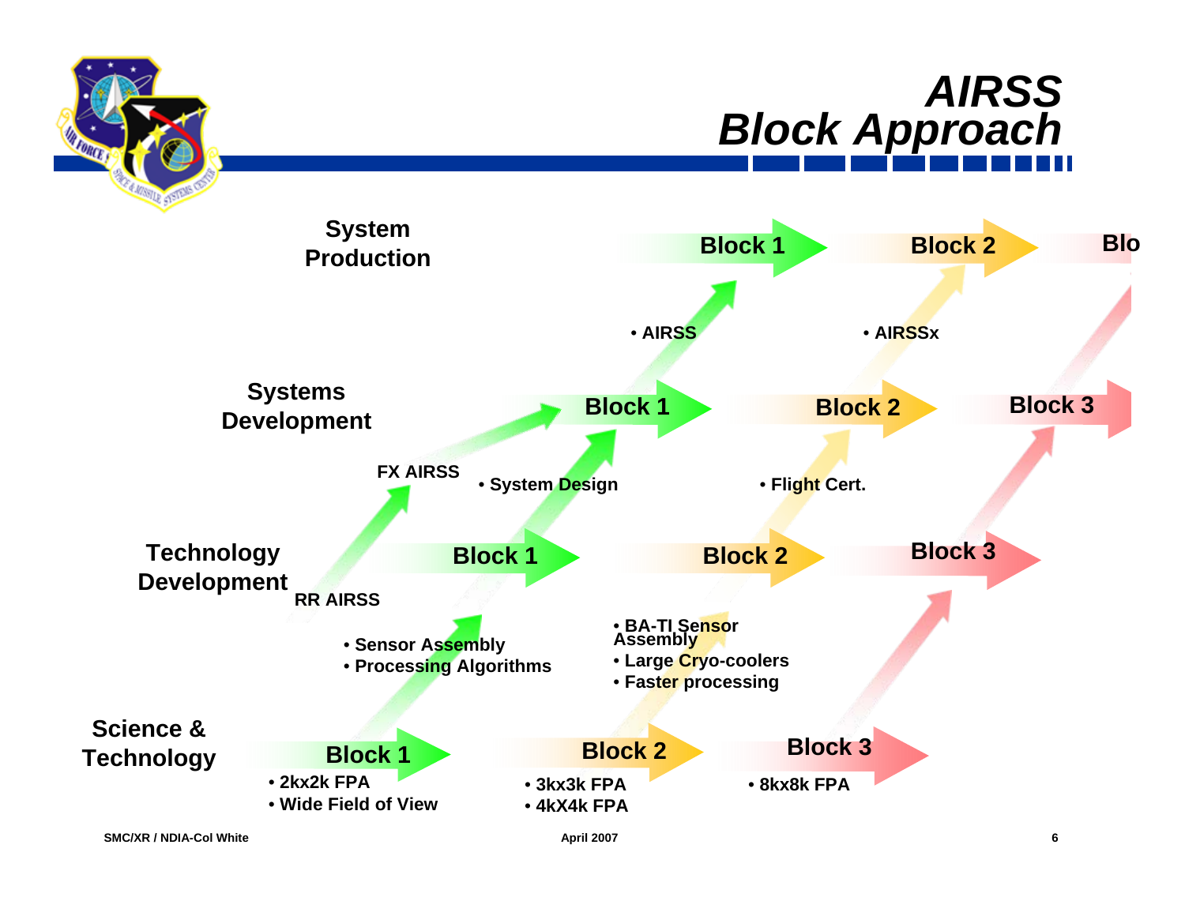# AIRSS Block Approach

**System Production**

- Block 1
- Block 2
- Blo

• AIRSS

• AIRSSx

**Systems Development**

- Block 1
- Block 2
- Block 3

FX AIRSS

• System Design

• Flight Cert.

**Technology Development**

- Block 1
- Block 2
- Block 3

RR AIRSS

• Sensor Assembly
• Processing Algorithms

• BA-TI Sensor Assembly
• Large Cryo-coolers
• Faster processing

**Science & Technology**

- Block 1
  - 2kx2k FPA
  - Wide Field of View
- Block 2
  - 3kx3k FPA
  - 4kX4k FPA
- Block 3
  - 8kx8k FPA

SMC/XR / NDIA-Col White

April 2007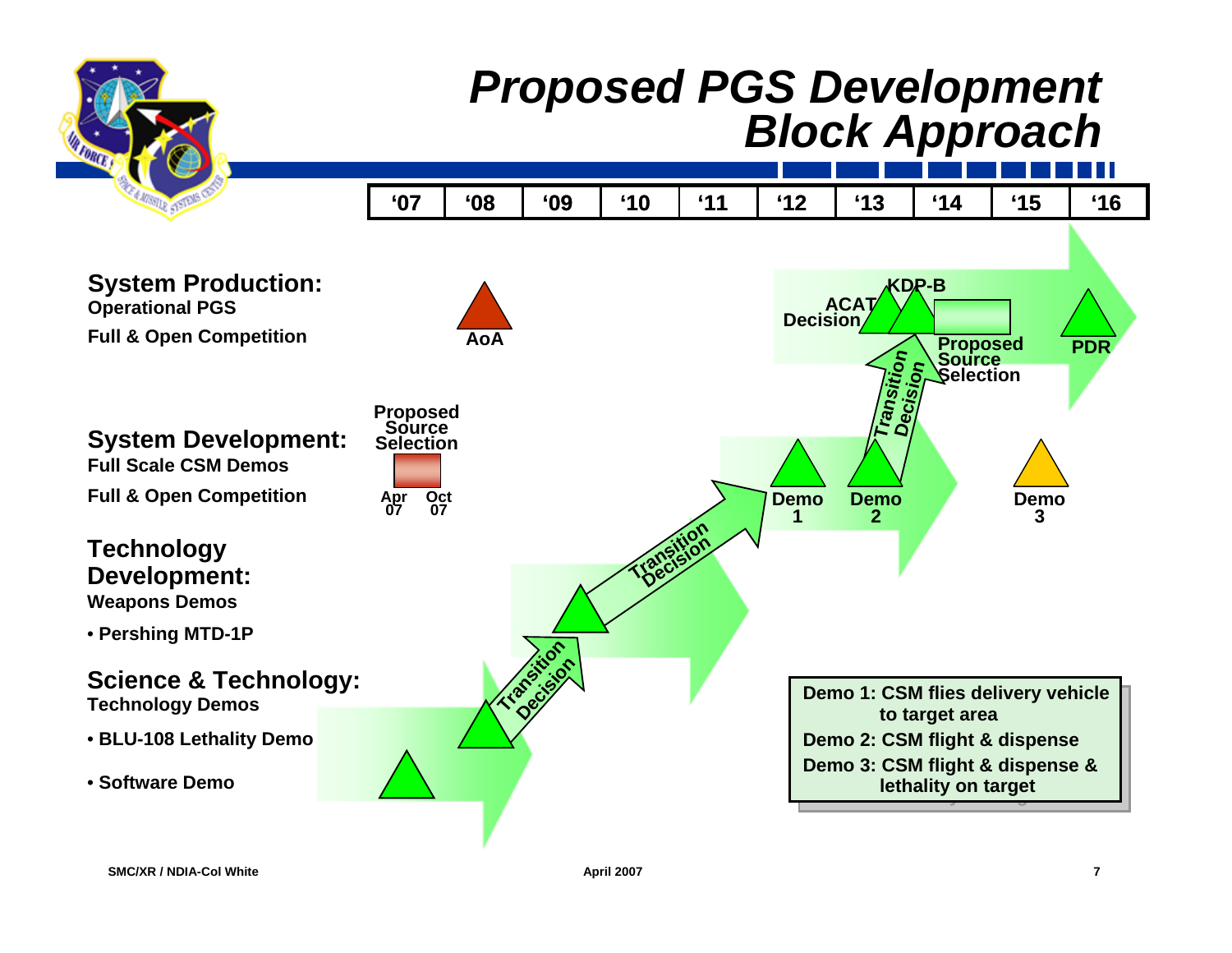# Proposed PGS Development Block Approach

| '07 | '08 | '09 | '10 | '11 | '12 | '13 | '14 | '15 | '16 |
|---|---|---|---|---|---|---|---|---|---|

**System Production:**
**Operational PGS**
**Full & Open Competition**

AoA

ACAT Decision

KDP-B

Proposed Source Selection

PDR

**System Development:**
**Full Scale CSM Demos**
**Full & Open Competition**

Proposed Source Selection

Apr 07 — Oct 07

Demo 1

Demo 2

Demo 3

Transition Decision

**Technology Development:**
**Weapons Demos**
- **Pershing MTD-1P**

Transition Decision

**Science & Technology:**
**Technology Demos**
- **BLU-108 Lethality Demo**
- **Software Demo**

Transition Decision

**Demo 1: CSM flies delivery vehicle to target area**
**Demo 2: CSM flight & dispense**
**Demo 3: CSM flight & dispense & lethality on target**

SMC/XR / NDIA-Col White

April 2007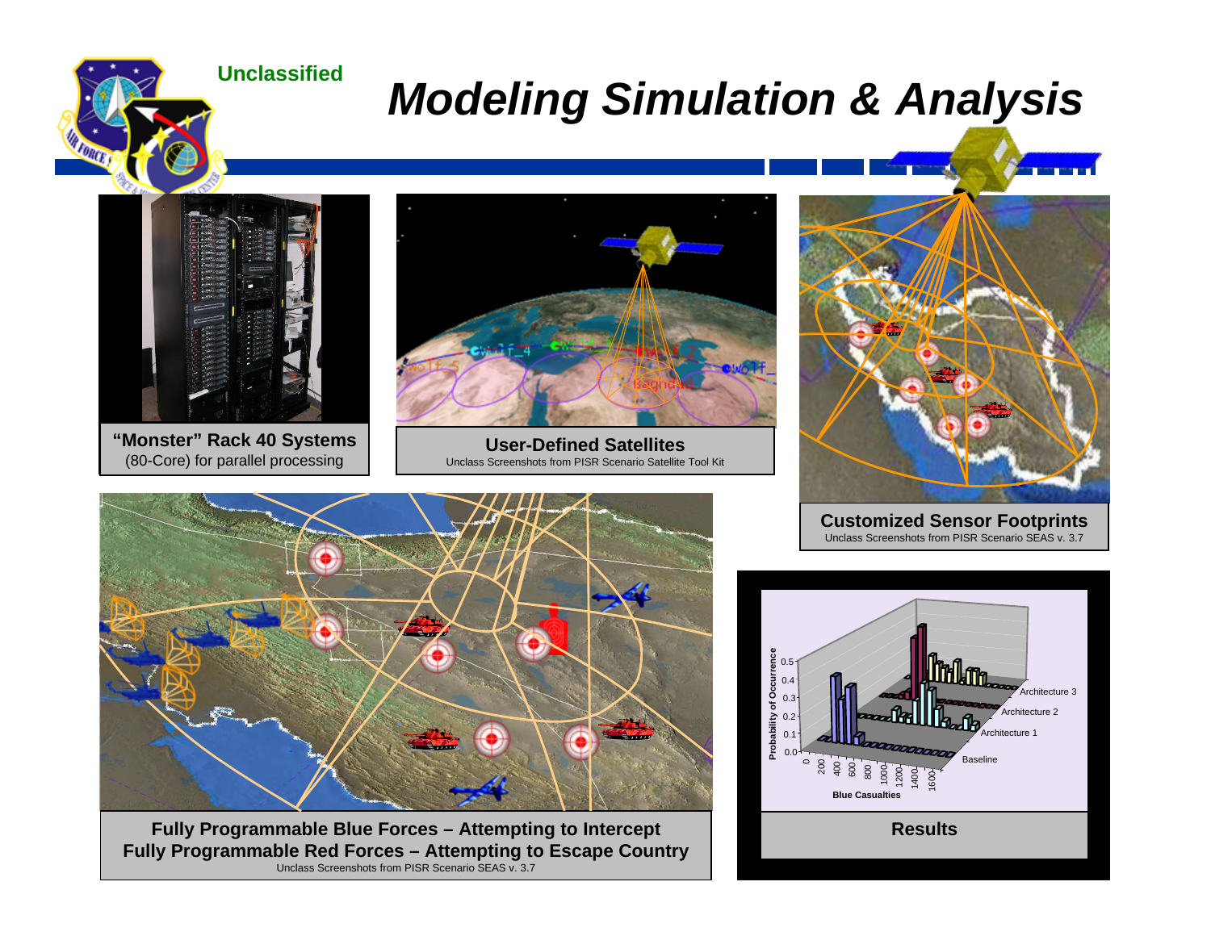Unclassified

# Modeling Simulation & Analysis

**"Monster" Rack 40 Systems**
(80-Core) for parallel processing

**User-Defined Satellites**
Unclass Screenshots from PISR Scenario Satellite Tool Kit

**Customized Sensor Footprints**
Unclass Screenshots from PISR Scenario SEAS v. 3.7

**Fully Programmable Blue Forces – Attempting to Intercept**
**Fully Programmable Red Forces – Attempting to Escape Country**
Unclass Screenshots from PISR Scenario SEAS v. 3.7

**Results**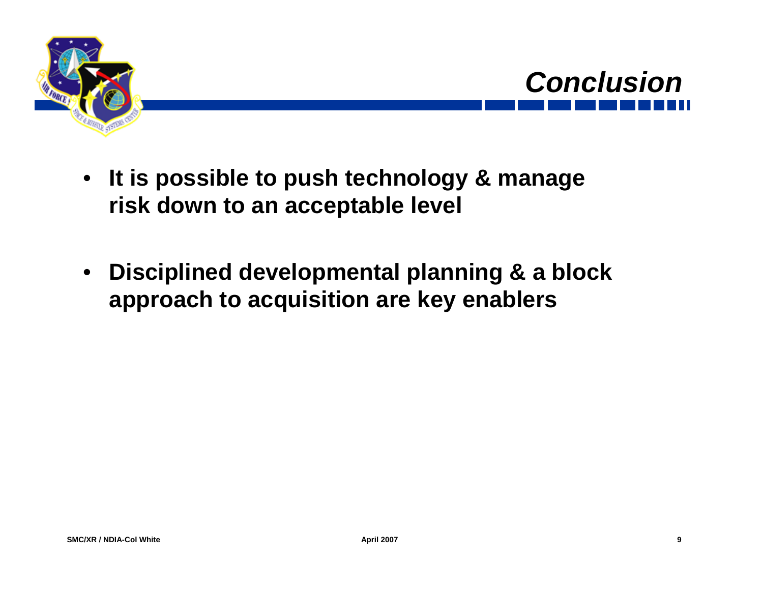# *Conclusion*

- **It is possible to push technology & manage risk down to an acceptable level**

- **Disciplined developmental planning & a block approach to acquisition are key enablers**